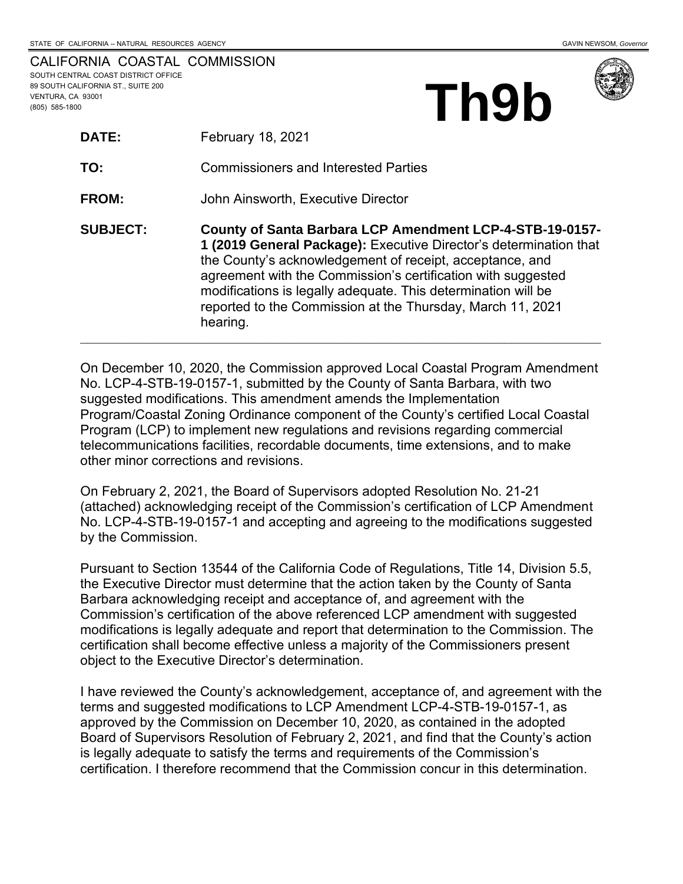STATE OF CALIFORNIA -- NATURAL RESOURCES AGENCY GAVIN NEWSOM, *Governor*

CALIFORNIA COASTAL COMMISSION
SOUTH CENTRAL COAST DISTRICT OFFICE
89 SOUTH CALIFORNIA ST., SUITE 200
VENTURA, CA 93001
(805) 585-1800

# Th9b

**DATE:** February 18, 2021

**TO:** Commissioners and Interested Parties

**FROM:** John Ainsworth, Executive Director

**SUBJECT:** **County of Santa Barbara LCP Amendment LCP-4-STB-19-0157-1 (2019 General Package):** Executive Director's determination that the County's acknowledgement of receipt, acceptance, and agreement with the Commission's certification with suggested modifications is legally adequate. This determination will be reported to the Commission at the Thursday, March 11, 2021 hearing.

---

On December 10, 2020, the Commission approved Local Coastal Program Amendment No. LCP-4-STB-19-0157-1, submitted by the County of Santa Barbara, with two suggested modifications. This amendment amends the Implementation Program/Coastal Zoning Ordinance component of the County's certified Local Coastal Program (LCP) to implement new regulations and revisions regarding commercial telecommunications facilities, recordable documents, time extensions, and to make other minor corrections and revisions.

On February 2, 2021, the Board of Supervisors adopted Resolution No. 21-21 (attached) acknowledging receipt of the Commission's certification of LCP Amendment No. LCP-4-STB-19-0157-1 and accepting and agreeing to the modifications suggested by the Commission.

Pursuant to Section 13544 of the California Code of Regulations, Title 14, Division 5.5, the Executive Director must determine that the action taken by the County of Santa Barbara acknowledging receipt and acceptance of, and agreement with the Commission's certification of the above referenced LCP amendment with suggested modifications is legally adequate and report that determination to the Commission. The certification shall become effective unless a majority of the Commissioners present object to the Executive Director's determination.

I have reviewed the County's acknowledgement, acceptance of, and agreement with the terms and suggested modifications to LCP Amendment LCP-4-STB-19-0157-1, as approved by the Commission on December 10, 2020, as contained in the adopted Board of Supervisors Resolution of February 2, 2021, and find that the County's action is legally adequate to satisfy the terms and requirements of the Commission's certification. I therefore recommend that the Commission concur in this determination.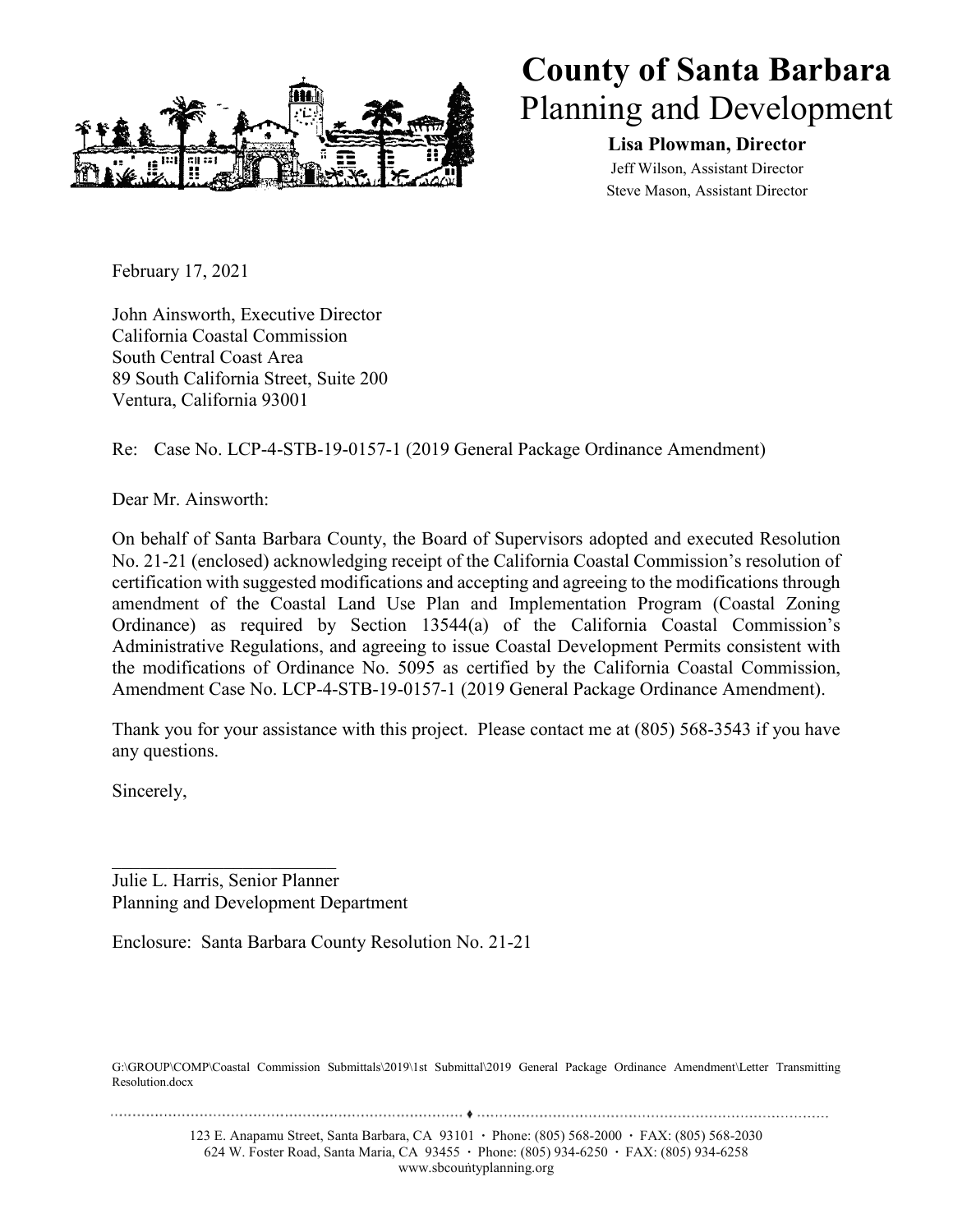# County of Santa Barbara
## Planning and Development

**Lisa Plowman, Director**
Jeff Wilson, Assistant Director
Steve Mason, Assistant Director

February 17, 2021

John Ainsworth, Executive Director
California Coastal Commission
South Central Coast Area
89 South California Street, Suite 200
Ventura, California 93001

Re: Case No. LCP-4-STB-19-0157-1 (2019 General Package Ordinance Amendment)

Dear Mr. Ainsworth:

On behalf of Santa Barbara County, the Board of Supervisors adopted and executed Resolution No. 21-21 (enclosed) acknowledging receipt of the California Coastal Commission's resolution of certification with suggested modifications and accepting and agreeing to the modifications through amendment of the Coastal Land Use Plan and Implementation Program (Coastal Zoning Ordinance) as required by Section 13544(a) of the California Coastal Commission's Administrative Regulations, and agreeing to issue Coastal Development Permits consistent with the modifications of Ordinance No. 5095 as certified by the California Coastal Commission, Amendment Case No. LCP-4-STB-19-0157-1 (2019 General Package Ordinance Amendment).

Thank you for your assistance with this project. Please contact me at (805) 568-3543 if you have any questions.

Sincerely,

Julie L. Harris, Senior Planner
Planning and Development Department

Enclosure: Santa Barbara County Resolution No. 21-21

G:\GROUP\COMP\Coastal Commission Submittals\2019\1st Submittal\2019 General Package Ordinance Amendment\Letter Transmitting Resolution.docx

123 E. Anapamu Street, Santa Barbara, CA 93101 · Phone: (805) 568-2000 · FAX: (805) 568-2030
624 W. Foster Road, Santa Maria, CA 93455 · Phone: (805) 934-6250 · FAX: (805) 934-6258
www.sbcountyplanning.org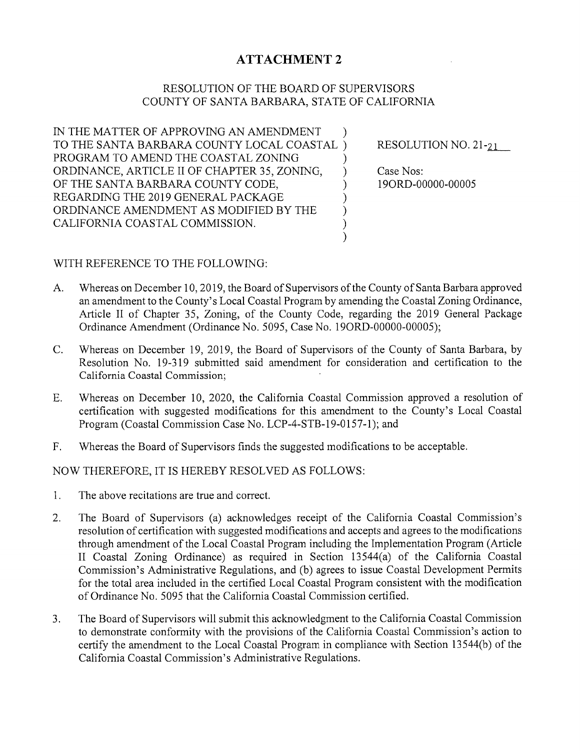# ATTACHMENT 2

RESOLUTION OF THE BOARD OF SUPERVISORS
COUNTY OF SANTA BARBARA, STATE OF CALIFORNIA

| | |
|---|---|
| IN THE MATTER OF APPROVING AN AMENDMENT TO THE SANTA BARBARA COUNTY LOCAL COASTAL PROGRAM TO AMEND THE COASTAL ZONING ORDINANCE, ARTICLE II OF CHAPTER 35, ZONING, OF THE SANTA BARBARA COUNTY CODE, REGARDING THE 2019 GENERAL PACKAGE ORDINANCE AMENDMENT AS MODIFIED BY THE CALIFORNIA COASTAL COMMISSION. | RESOLUTION NO. 21-21<br><br>Case Nos:<br>19ORD-00000-00005 |

WITH REFERENCE TO THE FOLLOWING:

A. Whereas on December 10, 2019, the Board of Supervisors of the County of Santa Barbara approved an amendment to the County's Local Coastal Program by amending the Coastal Zoning Ordinance, Article II of Chapter 35, Zoning, of the County Code, regarding the 2019 General Package Ordinance Amendment (Ordinance No. 5095, Case No. 19ORD-00000-00005);

C. Whereas on December 19, 2019, the Board of Supervisors of the County of Santa Barbara, by Resolution No. 19-319 submitted said amendment for consideration and certification to the California Coastal Commission;

E. Whereas on December 10, 2020, the California Coastal Commission approved a resolution of certification with suggested modifications for this amendment to the County's Local Coastal Program (Coastal Commission Case No. LCP-4-STB-19-0157-1); and

F. Whereas the Board of Supervisors finds the suggested modifications to be acceptable.

NOW THEREFORE, IT IS HEREBY RESOLVED AS FOLLOWS:

1. The above recitations are true and correct.

2. The Board of Supervisors (a) acknowledges receipt of the California Coastal Commission's resolution of certification with suggested modifications and accepts and agrees to the modifications through amendment of the Local Coastal Program including the Implementation Program (Article II Coastal Zoning Ordinance) as required in Section 13544(a) of the California Coastal Commission's Administrative Regulations, and (b) agrees to issue Coastal Development Permits for the total area included in the certified Local Coastal Program consistent with the modification of Ordinance No. 5095 that the California Coastal Commission certified.

3. The Board of Supervisors will submit this acknowledgment to the California Coastal Commission to demonstrate conformity with the provisions of the California Coastal Commission's action to certify the amendment to the Local Coastal Program in compliance with Section 13544(b) of the California Coastal Commission's Administrative Regulations.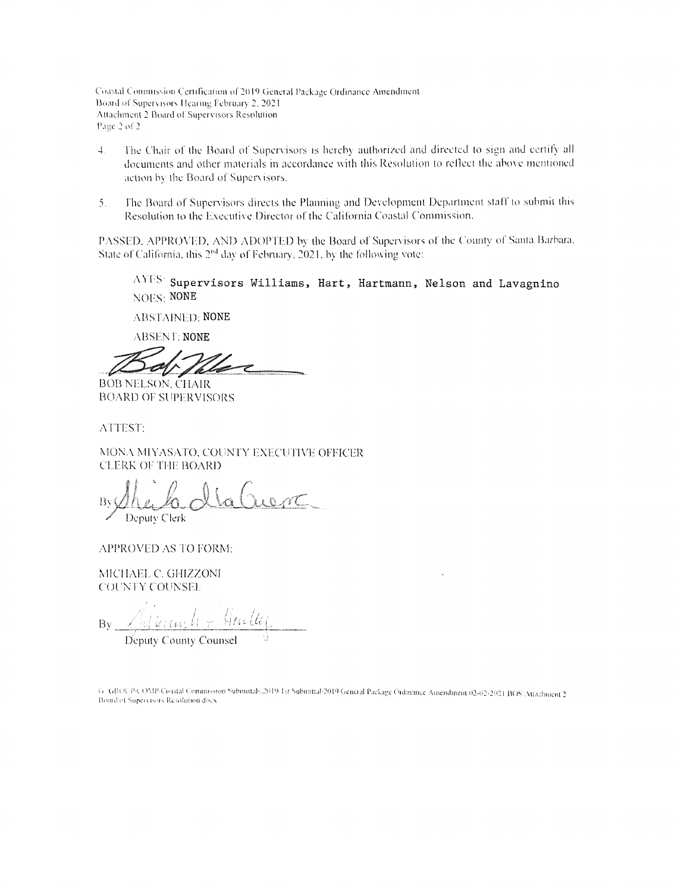Coastal Commission Certification of 2019 General Package Ordinance Amendment
Board of Supervisors Hearing February 2, 2021
Attachment 2 Board of Supervisors Resolution
Page 2 of 2

4. The Chair of the Board of Supervisors is hereby authorized and directed to sign and certify all documents and other materials in accordance with this Resolution to reflect the above mentioned action by the Board of Supervisors.

5. The Board of Supervisors directs the Planning and Development Department staff to submit this Resolution to the Executive Director of the California Coastal Commission.

PASSED, APPROVED, AND ADOPTED by the Board of Supervisors of the County of Santa Barbara, State of California, this 2nd day of February, 2021, by the following vote:

AYES: Supervisors Williams, Hart, Hartmann, Nelson and Lavagnino

NOES: NONE

ABSTAINED: NONE

ABSENT: NONE

BOB NELSON, CHAIR
BOARD OF SUPERVISORS

ATTEST:

MONA MIYASATO, COUNTY EXECUTIVE OFFICER
CLERK OF THE BOARD

By
Deputy Clerk

APPROVED AS TO FORM:

MICHAEL C. GHIZZONI
COUNTY COUNSEL

By
Deputy County Counsel

G:\GROUP\COMP\Coastal Commission Submittals\2019\1st Submittal\2019 General Package Ordinance Amendment\02-02-2021 BOS Attachment 2 Board of Supervisors Resolution.docx